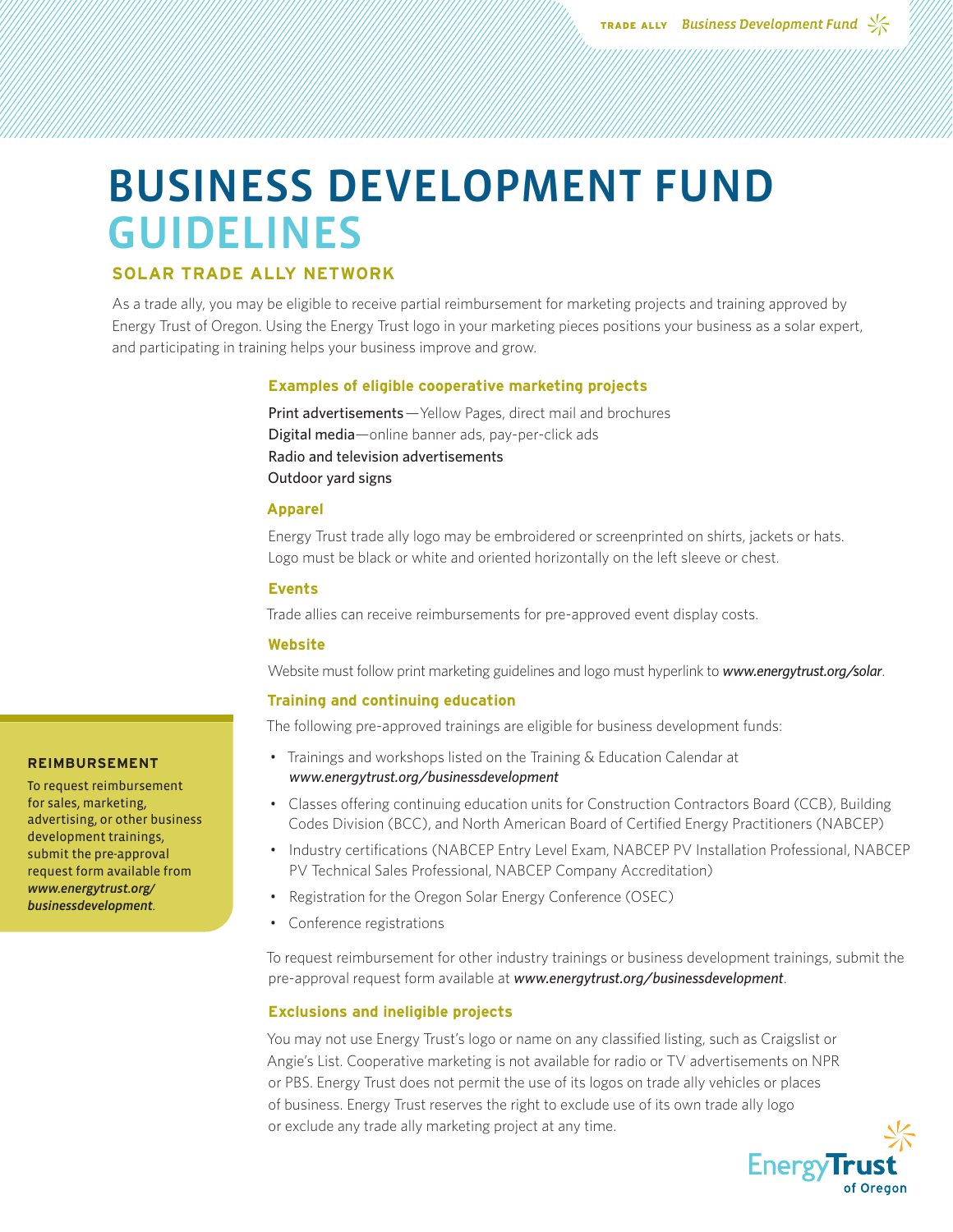# BUSINESS DEVELOPMENT FUND GUIDELINES

## SOLAR TRADE ALLY NETWORK

As a trade ally, you may be eligible to receive partial reimbursement for marketing projects and training approved by Energy Trust of Oregon. Using the Energy Trust logo in your marketing pieces positions your business as a solar expert, and participating in training helps your business improve and grow.

### Examples of eligible cooperative marketing projects

Print advertisements—Yellow Pages, direct mail and brochures
Digital media—online banner ads, pay-per-click ads
Radio and television advertisements
Outdoor yard signs

### Apparel

Energy Trust trade ally logo may be embroidered or screenprinted on shirts, jackets or hats. Logo must be black or white and oriented horizontally on the left sleeve or chest.

### Events

Trade allies can receive reimbursements for pre-approved event display costs.

### Website

Website must follow print marketing guidelines and logo must hyperlink to ***www.energytrust.org/solar***.

### Training and continuing education

The following pre-approved trainings are eligible for business development funds:

- Trainings and workshops listed on the Training & Education Calendar at *www.energytrust.org/businessdevelopment*
- Classes offering continuing education units for Construction Contractors Board (CCB), Building Codes Division (BCC), and North American Board of Certified Energy Practitioners (NABCEP)
- Industry certifications (NABCEP Entry Level Exam, NABCEP PV Installation Professional, NABCEP PV Technical Sales Professional, NABCEP Company Accreditation)
- Registration for the Oregon Solar Energy Conference (OSEC)
- Conference registrations

To request reimbursement for other industry trainings or business development trainings, submit the pre-approval request form available at *www.energytrust.org/businessdevelopment*.

### Exclusions and ineligible projects

You may not use Energy Trust's logo or name on any classified listing, such as Craigslist or Angie's List. Cooperative marketing is not available for radio or TV advertisements on NPR or PBS. Energy Trust does not permit the use of its logos on trade ally vehicles or places of business. Energy Trust reserves the right to exclude use of its own trade ally logo or exclude any trade ally marketing project at any time.

**REIMBURSEMENT**

To request reimbursement for sales, marketing, advertising, or other business development trainings, submit the pre-approval request form available from ***www.energytrust.org/businessdevelopment***.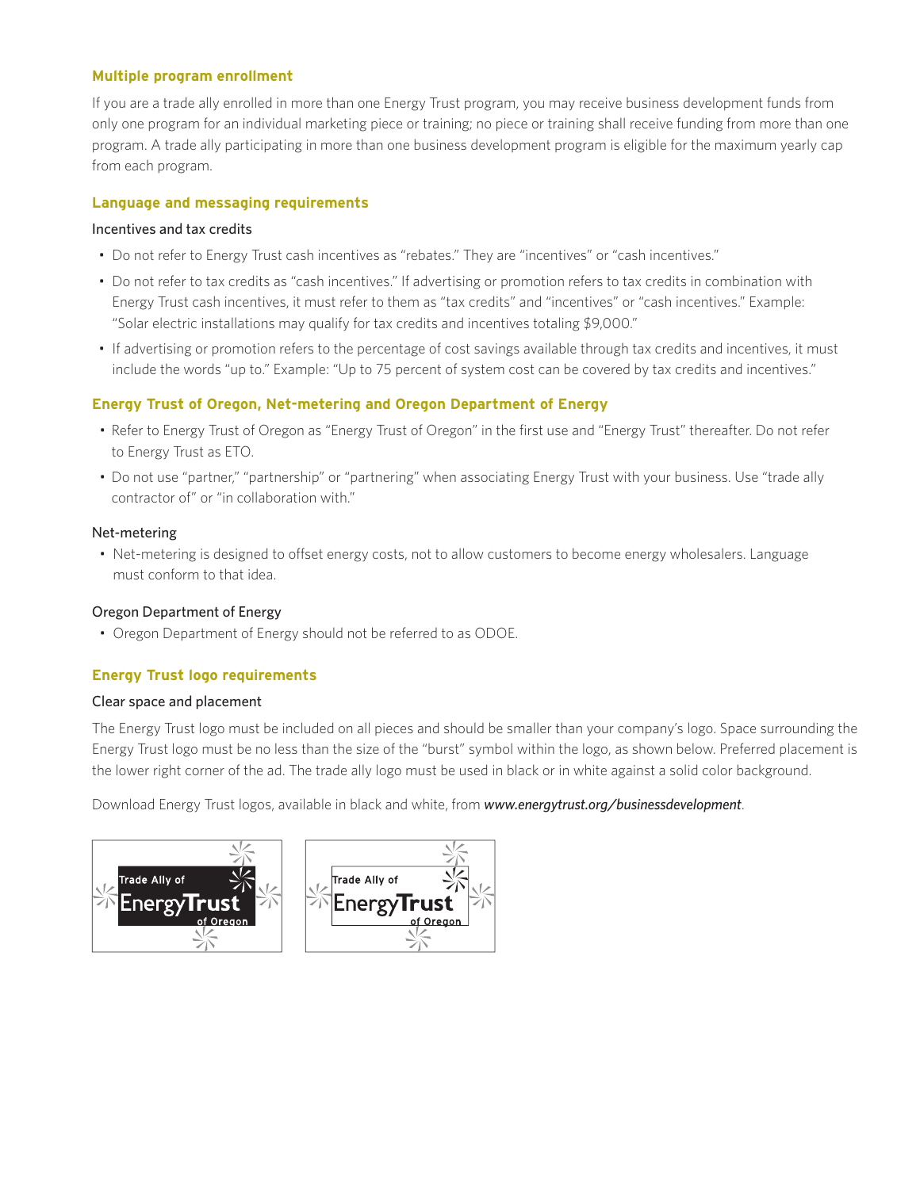## Multiple program enrollment

If you are a trade ally enrolled in more than one Energy Trust program, you may receive business development funds from only one program for an individual marketing piece or training; no piece or training shall receive funding from more than one program. A trade ally participating in more than one business development program is eligible for the maximum yearly cap from each program.

## Language and messaging requirements

### Incentives and tax credits

- Do not refer to Energy Trust cash incentives as "rebates." They are "incentives" or "cash incentives."
- Do not refer to tax credits as "cash incentives." If advertising or promotion refers to tax credits in combination with Energy Trust cash incentives, it must refer to them as "tax credits" and "incentives" or "cash incentives." Example: "Solar electric installations may qualify for tax credits and incentives totaling $9,000."
- If advertising or promotion refers to the percentage of cost savings available through tax credits and incentives, it must include the words "up to." Example: "Up to 75 percent of system cost can be covered by tax credits and incentives."

## Energy Trust of Oregon, Net-metering and Oregon Department of Energy

- Refer to Energy Trust of Oregon as "Energy Trust of Oregon" in the first use and "Energy Trust" thereafter. Do not refer to Energy Trust as ETO.
- Do not use "partner," "partnership" or "partnering" when associating Energy Trust with your business. Use "trade ally contractor of" or "in collaboration with."

### Net-metering

- Net-metering is designed to offset energy costs, not to allow customers to become energy wholesalers. Language must conform to that idea.

### Oregon Department of Energy

- Oregon Department of Energy should not be referred to as ODOE.

## Energy Trust logo requirements

### Clear space and placement

The Energy Trust logo must be included on all pieces and should be smaller than your company's logo. Space surrounding the Energy Trust logo must be no less than the size of the "burst" symbol within the logo, as shown below. Preferred placement is the lower right corner of the ad. The trade ally logo must be used in black or in white against a solid color background.

Download Energy Trust logos, available in black and white, from ***www.energytrust.org/businessdevelopment***.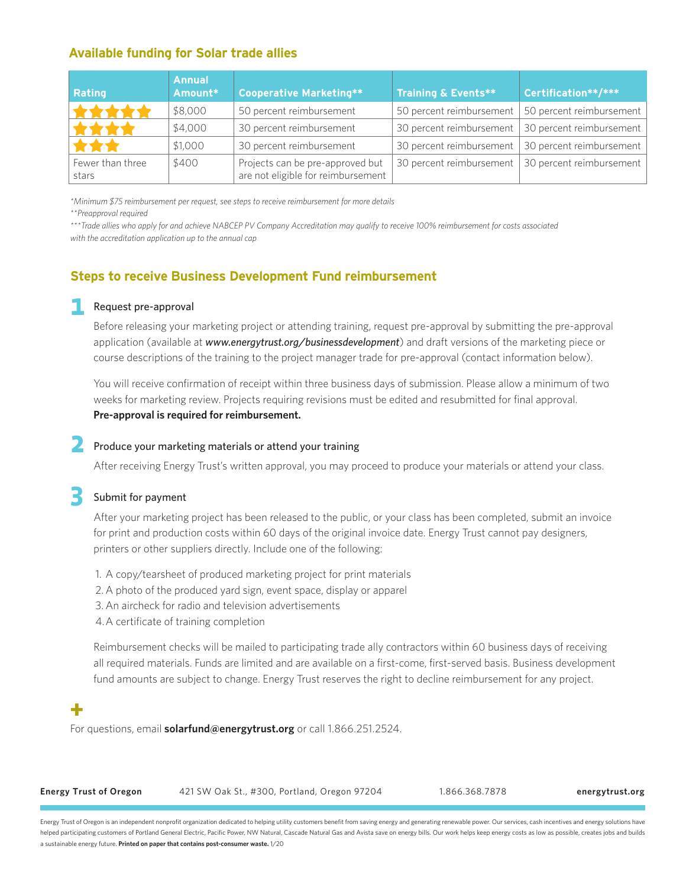## Available funding for Solar trade allies

| Rating | Annual Amount* | Cooperative Marketing** | Training & Events** | Certification**/*** |
|---|---|---|---|---|
| ★★★★★ | $8,000 | 50 percent reimbursement | 50 percent reimbursement | 50 percent reimbursement |
| ★★★★ | $4,000 | 30 percent reimbursement | 30 percent reimbursement | 30 percent reimbursement |
| ★★★ | $1,000 | 30 percent reimbursement | 30 percent reimbursement | 30 percent reimbursement |
| Fewer than three stars | $400 | Projects can be pre-approved but are not eligible for reimbursement | 30 percent reimbursement | 30 percent reimbursement |

*\*Minimum $75 reimbursement per request, see steps to receive reimbursement for more details*

*\*\*Preapproval required*

*\*\*\*Trade allies who apply for and achieve NABCEP PV Company Accreditation may qualify to receive 100% reimbursement for costs associated with the accreditation application up to the annual cap*

## Steps to receive Business Development Fund reimbursement

### 1 Request pre-approval

Before releasing your marketing project or attending training, request pre-approval by submitting the pre-approval application (available at ***www.energytrust.org/businessdevelopment***) and draft versions of the marketing piece or course descriptions of the training to the project manager trade for pre-approval (contact information below).

You will receive confirmation of receipt within three business days of submission. Please allow a minimum of two weeks for marketing review. Projects requiring revisions must be edited and resubmitted for final approval. **Pre-approval is required for reimbursement.**

### 2 Produce your marketing materials or attend your training

After receiving Energy Trust's written approval, you may proceed to produce your materials or attend your class.

### 3 Submit for payment

After your marketing project has been released to the public, or your class has been completed, submit an invoice for print and production costs within 60 days of the original invoice date. Energy Trust cannot pay designers, printers or other suppliers directly. Include one of the following:

1. A copy/tearsheet of produced marketing project for print materials
2. A photo of the produced yard sign, event space, display or apparel
3. An aircheck for radio and television advertisements
4. A certificate of training completion

Reimbursement checks will be mailed to participating trade ally contractors within 60 business days of receiving all required materials. Funds are limited and are available on a first-come, first-served basis. Business development fund amounts are subject to change. Energy Trust reserves the right to decline reimbursement for any project.

For questions, email **solarfund@energytrust.org** or call 1.866.251.2524.

**Energy Trust of Oregon** 421 SW Oak St., #300, Portland, Oregon 97204 1.866.368.7878 **energytrust.org**

Energy Trust of Oregon is an independent nonprofit organization dedicated to helping utility customers benefit from saving energy and generating renewable power. Our services, cash incentives and energy solutions have helped participating customers of Portland General Electric, Pacific Power, NW Natural, Cascade Natural Gas and Avista save on energy bills. Our work helps keep energy costs as low as possible, creates jobs and builds a sustainable energy future. **Printed on paper that contains post-consumer waste.** 1/20